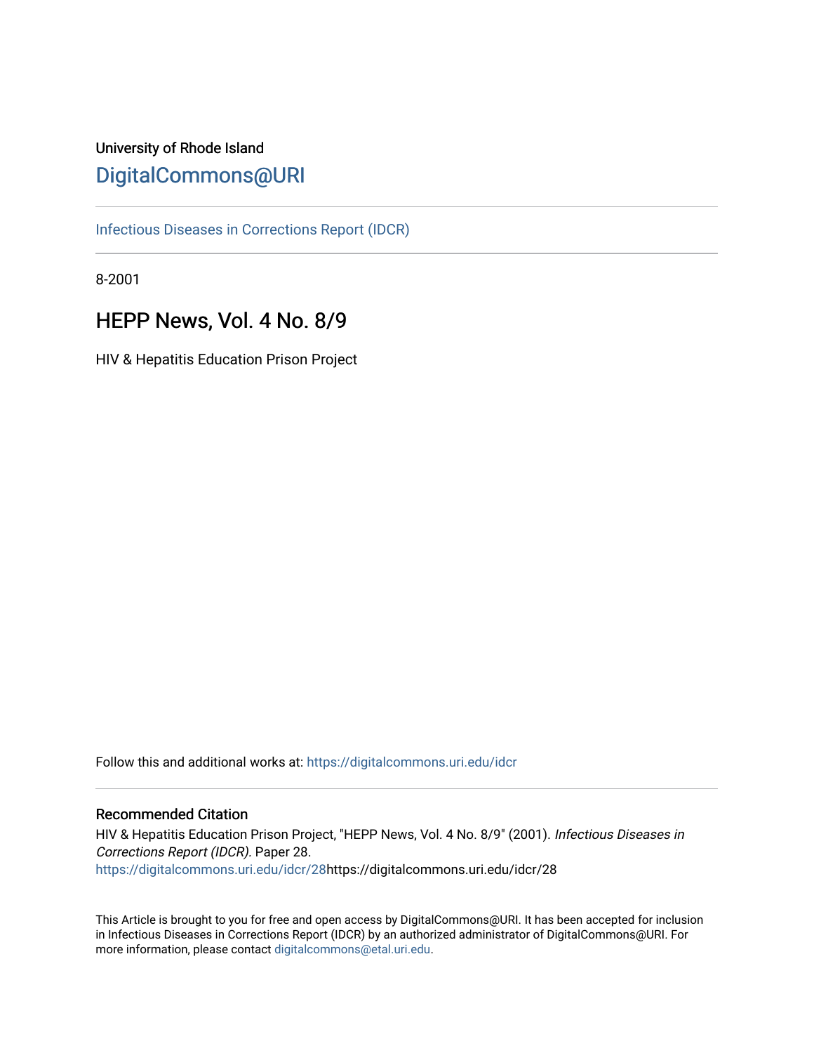University of Rhode Island

DigitalCommons@URI

Infectious Diseases in Corrections Report (IDCR)

8-2001

# HEPP News, Vol. 4 No. 8/9

HIV & Hepatitis Education Prison Project

Follow this and additional works at: https://digitalcommons.uri.edu/idcr

## Recommended Citation

HIV & Hepatitis Education Prison Project, "HEPP News, Vol. 4 No. 8/9" (2001). *Infectious Diseases in Corrections Report (IDCR).* Paper 28.
https://digitalcommons.uri.edu/idcr/28https://digitalcommons.uri.edu/idcr/28

This Article is brought to you for free and open access by DigitalCommons@URI. It has been accepted for inclusion in Infectious Diseases in Corrections Report (IDCR) by an authorized administrator of DigitalCommons@URI. For more information, please contact digitalcommons@etal.uri.edu.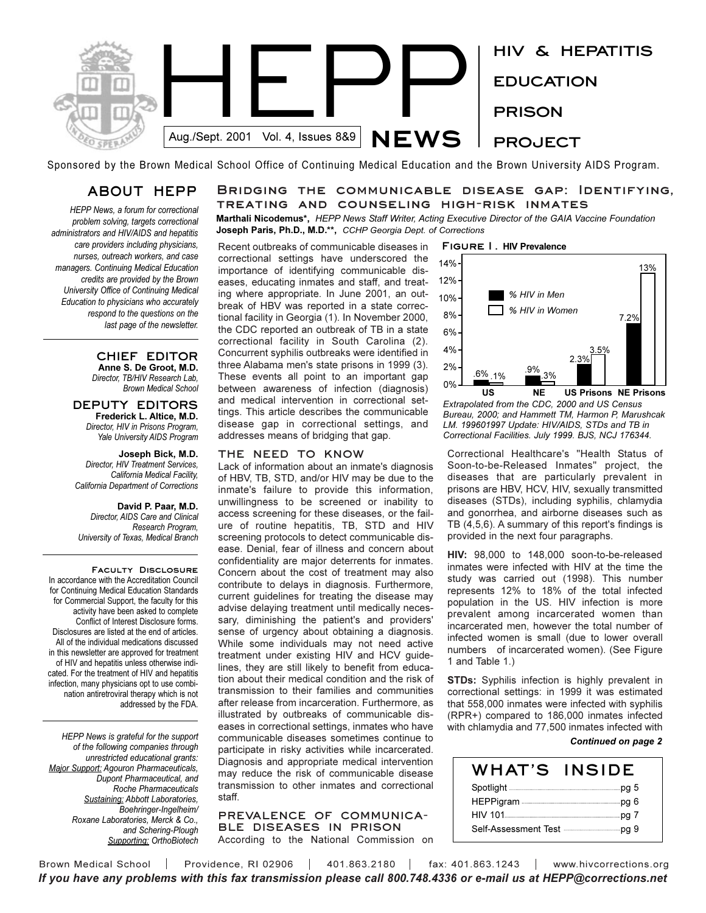# HEPP NEWS

Aug./Sept. 2001 Vol. 4, Issues 8&9

HIV & HEPATITIS EDUCATION PRISON PROJECT

Sponsored by the Brown Medical School Office of Continuing Medical Education and the Brown University AIDS Program.

## ABOUT HEPP

*HEPP News, a forum for correctional problem solving, targets correctional administrators and HIV/AIDS and hepatitis care providers including physicians, nurses, outreach workers, and case managers. Continuing Medical Education credits are provided by the Brown University Office of Continuing Medical Education to physicians who accurately respond to the questions on the last page of the newsletter.*

### CHIEF EDITOR

**Anne S. De Groot, M.D.**
*Director, TB/HIV Research Lab, Brown Medical School*

### DEPUTY EDITORS

**Frederick L. Altice, M.D.**
*Director, HIV in Prisons Program, Yale University AIDS Program*

**Joseph Bick, M.D.**
*Director, HIV Treatment Services, California Medical Facility, California Department of Corrections*

**David P. Paar, M.D.**
*Director, AIDS Care and Clinical Research Program, University of Texas, Medical Branch*

### Faculty Disclosure

In accordance with the Accreditation Council for Continuing Medical Education Standards for Commercial Support, the faculty for this activity have been asked to complete Conflict of Interest Disclosure forms. Disclosures are listed at the end of articles. All of the individual medications discussed in this newsletter are approved for treatment of HIV and hepatitis unless otherwise indicated. For the treatment of HIV and hepatitis infection, many physicians opt to use combination antiretroviral therapy which is not addressed by the FDA.

*HEPP News is grateful for the support of the following companies through unrestricted educational grants: Major Support: Agouron Pharmaceuticals, Dupont Pharmaceutical, and Roche Pharmaceuticals Sustaining: Abbott Laboratories, Boehringer-Ingelheim/ Roxane Laboratories, Merck & Co., and Schering-Plough Supporting: OrthoBiotech*

## Bridging the communicable disease gap: Identifying, treating and counseling high-risk inmates

**Marthali Nicodemus\*,** *HEPP News Staff Writer, Acting Executive Director of the GAIA Vaccine Foundation*
**Joseph Paris, Ph.D., M.D.\*\*,** *CCHP Georgia Dept. of Corrections*

Recent outbreaks of communicable diseases in correctional settings have underscored the importance of identifying communicable diseases, educating inmates and staff, and treating where appropriate. In June 2001, an outbreak of HBV was reported in a state correctional facility in Georgia (1). In November 2000, the CDC reported an outbreak of TB in a state correctional facility in South Carolina (2). Concurrent syphilis outbreaks were identified in three Alabama men's state prisons in 1999 (3). These events all point to an important gap between awareness of infection (diagnosis) and medical intervention in correctional settings. This article describes the communicable disease gap in correctional settings, and addresses means of bridging that gap.

### THE NEED TO KNOW

Lack of information about an inmate's diagnosis of HBV, TB, STD, and/or HIV may be due to the inmate's failure to provide this information, unwillingness to be screened or inability to access screening for these diseases, or the failure of routine hepatitis, TB, STD and HIV screening protocols to detect communicable disease. Denial, fear of illness and concern about confidentiality are major deterrents for inmates. Concern about the cost of treatment may also contribute to delays in diagnosis. Furthermore, current guidelines for treating the disease may advise delaying treatment until medically necessary, diminishing the patient's and providers' sense of urgency about obtaining a diagnosis. While some individuals may not need active treatment under existing HIV and HCV guidelines, they are still likely to benefit from education about their medical condition and the risk of transmission to their families and communities after release from incarceration. Furthermore, as illustrated by outbreaks of communicable diseases in correctional settings, inmates who have communicable diseases sometimes continue to participate in risky activities while incarcerated. Diagnosis and appropriate medical intervention may reduce the risk of communicable disease transmission to other inmates and correctional staff.

### PREVALENCE OF COMMUNICABLE DISEASES IN PRISON

According to the National Commission on Correctional Healthcare's "Health Status of Soon-to-be-Released Inmates" project, the diseases that are particularly prevalent in prisons are HBV, HCV, HIV, sexually transmitted diseases (STDs), including syphilis, chlamydia and gonorrhea, and airborne diseases such as TB (4,5,6). A summary of this report's findings is provided in the next four paragraphs.

**Figure 1. HIV Prevalence**

| | % HIV in Men | % HIV in Women |
|---|---|---|
| US | .6% | .1% |
| NE | .9% | .3% |
| US Prisons | 2.3% | 3.5% |
| NE Prisons | 7.2% | 13% |

*Extrapolated from the CDC, 2000 and US Census Bureau, 2000; and Hammett TM, Harmon P, Marushcak LM. 199601997 Update: HIV/AIDS, STDs and TB in Correctional Facilities. July 1999. BJS, NCJ 176344.*

**HIV:** 98,000 to 148,000 soon-to-be-released inmates were infected with HIV at the time the study was carried out (1998). This number represents 12% to 18% of the total infected population in the US. HIV infection is more prevalent among incarcerated women than incarcerated men, however the total number of infected women is small (due to lower overall numbers of incarcerated women). (See Figure 1 and Table 1.)

**STDs:** Syphilis infection is highly prevalent in correctional settings: in 1999 it was estimated that 558,000 inmates were infected with syphilis (RPR+) compared to 186,000 inmates infected with chlamydia and 77,500 inmates infected with

***Continued on page 2***

## WHAT'S INSIDE

- Spotlight ..... pg 5
- HEPPigram ..... pg 6
- HIV 101 ..... pg 7
- Self-Assessment Test ..... pg 9

Brown Medical School | Providence, RI 02906 | 401.863.2180 | fax: 401.863.1243 | www.hivcorrections.org

*If you have any problems with this fax transmission please call 800.748.4336 or e-mail us at HEPP@corrections.net*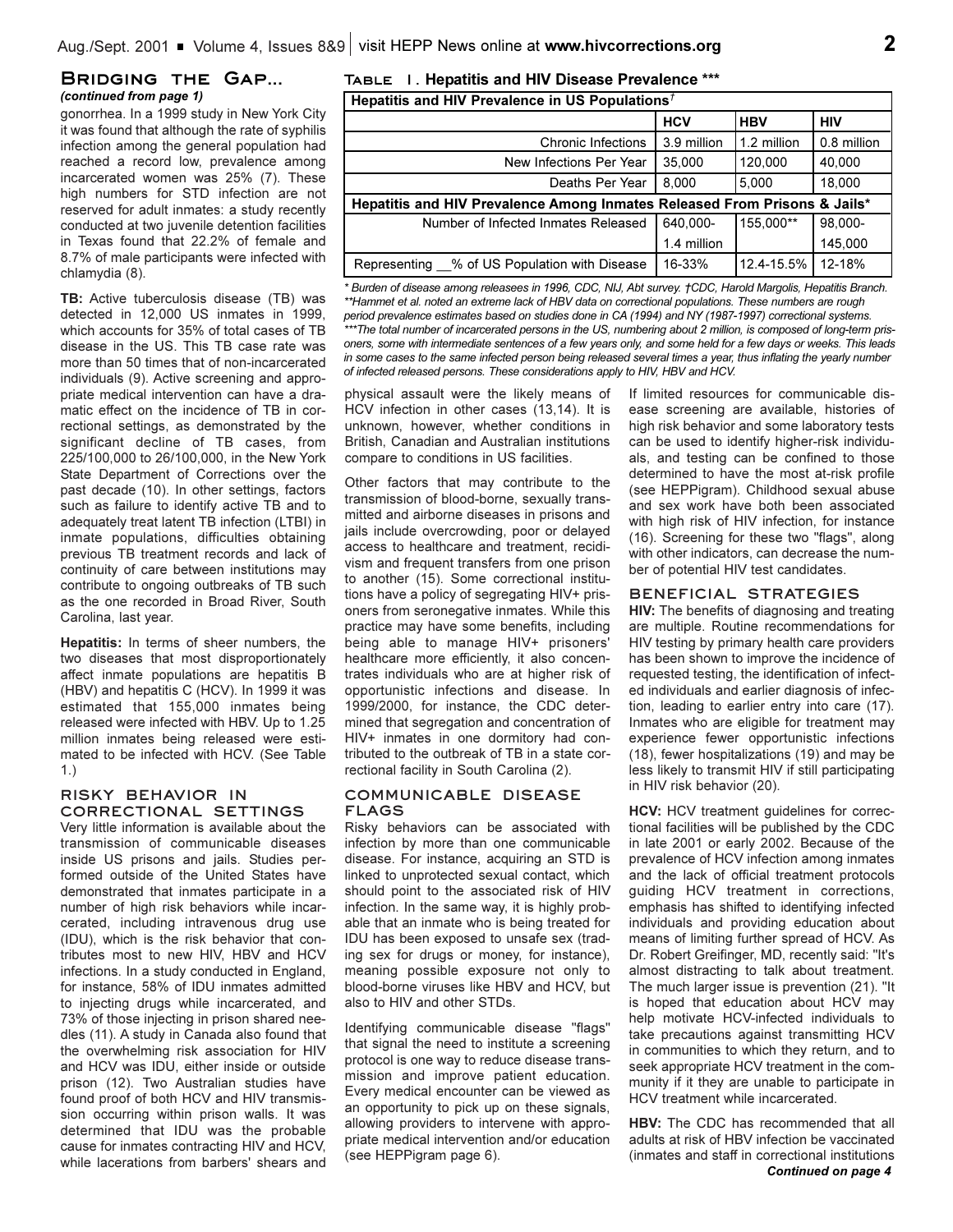## Bridging the Gap...

*(continued from page 1)*

gonorrhea. In a 1999 study in New York City it was found that although the rate of syphilis infection among the general population had reached a record low, prevalence among incarcerated women was 25% (7). These high numbers for STD infection are not reserved for adult inmates: a study recently conducted at two juvenile detention facilities in Texas found that 22.2% of female and 8.7% of male participants were infected with chlamydia (8).

**TB:** Active tuberculosis disease (TB) was detected in 12,000 US inmates in 1999, which accounts for 35% of total cases of TB disease in the US. This TB case rate was more than 50 times that of non-incarcerated individuals (9). Active screening and appropriate medical intervention can have a dramatic effect on the incidence of TB in correctional settings, as demonstrated by the significant decline of TB cases, from 225/100,000 to 26/100,000, in the New York State Department of Corrections over the past decade (10). In other settings, factors such as failure to identify active TB and to adequately treat latent TB infection (LTBI) in inmate populations, difficulties obtaining previous TB treatment records and lack of continuity of care between institutions may contribute to ongoing outbreaks of TB such as the one recorded in Broad River, South Carolina, last year.

**Hepatitis:** In terms of sheer numbers, the two diseases that most disproportionately affect inmate populations are hepatitis B (HBV) and hepatitis C (HCV). In 1999 it was estimated that 155,000 inmates being released were infected with HBV. Up to 1.25 million inmates being released were estimated to be infected with HCV. (See Table 1.)

### Table 1. Hepatitis and HIV Disease Prevalence ***

| Hepatitis and HIV Prevalence in US Populations† | | | |
|---|---|---|---|
| | HCV | HBV | HIV |
| Chronic Infections | 3.9 million | 1.2 million | 0.8 million |
| New Infections Per Year | 35,000 | 120,000 | 40,000 |
| Deaths Per Year | 8,000 | 5,000 | 18,000 |
| **Hepatitis and HIV Prevalence Among Inmates Released From Prisons & Jails*** | | | |
| Number of Infected Inmates Released | 640,000-1.4 million | 155,000** | 98,000-145,000 |
| Representing __% of US Population with Disease | 16-33% | 12.4-15.5% | 12-18% |

*\* Burden of disease among releasees in 1996, CDC, NIJ, Abt survey. †CDC, Harold Margolis, Hepatitis Branch. \*\*Hammet et al. noted an extreme lack of HBV data on correctional populations. These numbers are rough period prevalence estimates based on studies done in CA (1994) and NY (1987-1997) correctional systems. \*\*\*The total number of incarcerated persons in the US, numbering about 2 million, is composed of long-term prisoners, some with intermediate sentences of a few years only, and some held for a few days or weeks. This leads in some cases to the same infected person being released several times a year, thus inflating the yearly number of infected released persons. These considerations apply to HIV, HBV and HCV.*

### Risky Behavior in Correctional Settings

Very little information is available about the transmission of communicable diseases inside US prisons and jails. Studies performed outside of the United States have demonstrated that inmates participate in a number of high risk behaviors while incarcerated, including intravenous drug use (IDU), which is the risk behavior that contributes most to new HIV, HBV and HCV infections. In a study conducted in England, for instance, 58% of IDU inmates admitted to injecting drugs while incarcerated, and 73% of those injecting in prison shared needles (11). A study in Canada also found that the overwhelming risk association for HIV and HCV was IDU, either inside or outside prison (12). Two Australian studies have found proof of both HCV and HIV transmission occurring within prison walls. It was determined that IDU was the probable cause for inmates contracting HIV and HCV, while lacerations from barbers' shears and physical assault were the likely means of HCV infection in other cases (13,14). It is unknown, however, whether conditions in British, Canadian and Australian institutions compare to conditions in US facilities.

Other factors that may contribute to the transmission of blood-borne, sexually transmitted and airborne diseases in prisons and jails include overcrowding, poor or delayed access to healthcare and treatment, recidivism and frequent transfers from one prison to another (15). Some correctional institutions have a policy of segregating HIV+ prisoners from seronegative inmates. While this practice may have some benefits, including being able to manage HIV+ prisoners' healthcare more efficiently, it also concentrates individuals who are at higher risk of opportunistic infections and disease. In 1999/2000, for instance, the CDC determined that segregation and concentration of HIV+ inmates in one dormitory had contributed to the outbreak of TB in a state correctional facility in South Carolina (2).

### Communicable Disease Flags

Risky behaviors can be associated with infection by more than one communicable disease. For instance, acquiring an STD is linked to unprotected sexual contact, which should point to the associated risk of HIV infection. In the same way, it is highly probable that an inmate who is being treated for IDU has been exposed to unsafe sex (trading sex for drugs or money, for instance), meaning possible exposure not only to blood-borne viruses like HBV and HCV, but also to HIV and other STDs.

Identifying communicable disease "flags" that signal the need to institute a screening protocol is one way to reduce disease transmission and improve patient education. Every medical encounter can be viewed as an opportunity to pick up on these signals, allowing providers to intervene with appropriate medical intervention and/or education (see HEPPigram page 6).

If limited resources for communicable disease screening are available, histories of high risk behavior and some laboratory tests can be used to identify higher-risk individuals, and testing can be confined to those determined to have the most at-risk profile (see HEPPigram). Childhood sexual abuse and sex work have both been associated with high risk of HIV infection, for instance (16). Screening for these two "flags", along with other indicators, can decrease the number of potential HIV test candidates.

### Beneficial Strategies

**HIV:** The benefits of diagnosing and treating are multiple. Routine recommendations for HIV testing by primary health care providers has been shown to improve the incidence of requested testing, the identification of infected individuals and earlier diagnosis of infection, leading to earlier entry into care (17). Inmates who are eligible for treatment may experience fewer opportunistic infections (18), fewer hospitalizations (19) and may be less likely to transmit HIV if still participating in HIV risk behavior (20).

**HCV:** HCV treatment guidelines for correctional facilities will be published by the CDC in late 2001 or early 2002. Because of the prevalence of HCV infection among inmates and the lack of official treatment protocols guiding HCV treatment in corrections, emphasis has shifted to identifying infected individuals and providing education about means of limiting further spread of HCV. As Dr. Robert Greifinger, MD, recently said: "It's almost distracting to talk about treatment. The much larger issue is prevention (21). "It is hoped that education about HCV may help motivate HCV-infected individuals to take precautions against transmitting HCV in communities to which they return, and to seek appropriate HCV treatment in the community if it they are unable to participate in HCV treatment while incarcerated.

**HBV:** The CDC has recommended that all adults at risk of HBV infection be vaccinated (inmates and staff in correctional institutions

*Continued on page 4*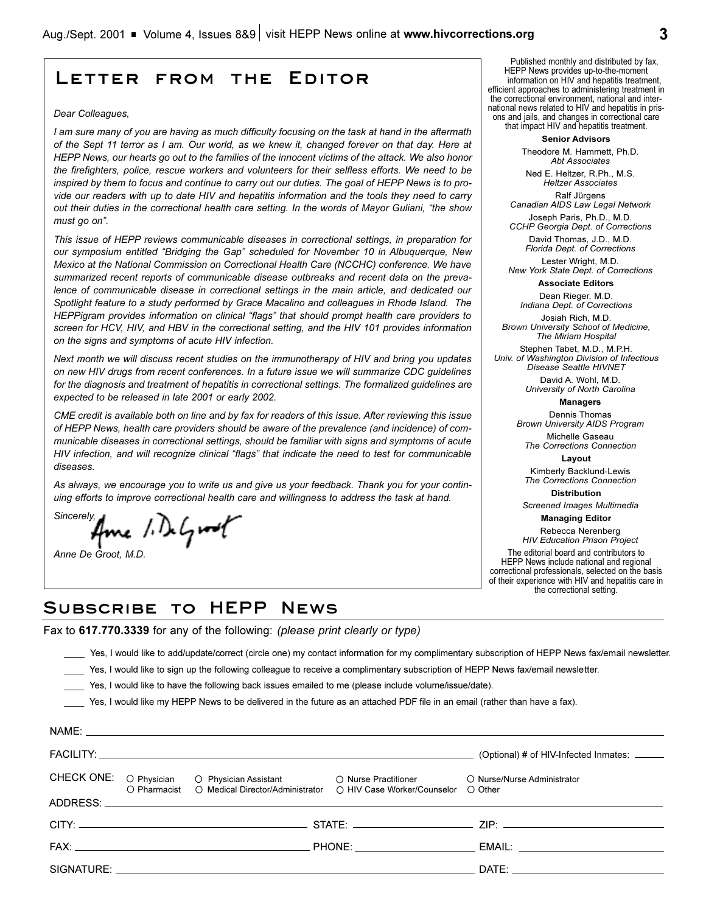# Letter from the Editor

*Dear Colleagues,*

*I am sure many of you are having as much difficulty focusing on the task at hand in the aftermath of the Sept 11 terror as I am. Our world, as we knew it, changed forever on that day. Here at HEPP News, our hearts go out to the families of the innocent victims of the attack. We also honor the firefighters, police, rescue workers and volunteers for their selfless efforts. We need to be inspired by them to focus and continue to carry out our duties. The goal of HEPP News is to provide our readers with up to date HIV and hepatitis information and the tools they need to carry out their duties in the correctional health care setting. In the words of Mayor Guliani, "the show must go on".*

*This issue of HEPP reviews communicable diseases in correctional settings, in preparation for our symposium entitled "Bridging the Gap" scheduled for November 10 in Albuquerque, New Mexico at the National Commission on Correctional Health Care (NCCHC) conference. We have summarized recent reports of communicable disease outbreaks and recent data on the prevalence of communicable disease in correctional settings in the main article, and dedicated our Spotlight feature to a study performed by Grace Macalino and colleagues in Rhode Island. The HEPPigram provides information on clinical "flags" that should prompt health care providers to screen for HCV, HIV, and HBV in the correctional setting, and the HIV 101 provides information on the signs and symptoms of acute HIV infection.*

*Next month we will discuss recent studies on the immunotherapy of HIV and bring you updates on new HIV drugs from recent conferences. In a future issue we will summarize CDC guidelines for the diagnosis and treatment of hepatitis in correctional settings. The formalized guidelines are expected to be released in late 2001 or early 2002.*

*CME credit is available both on line and by fax for readers of this issue. After reviewing this issue of HEPP News, health care providers should be aware of the prevalence (and incidence) of communicable diseases in correctional settings, should be familiar with signs and symptoms of acute HIV infection, and will recognize clinical "flags" that indicate the need to test for communicable diseases.*

*As always, we encourage you to write us and give us your feedback. Thank you for your continuing efforts to improve correctional health care and willingness to address the task at hand.*

*Sincerely,*

*Anne De Groot, M.D.*

Published monthly and distributed by fax, HEPP News provides up-to-the-moment information on HIV and hepatitis treatment, efficient approaches to administering treatment in the correctional environment, national and international news related to HIV and hepatitis in prisons and jails, and changes in correctional care that impact HIV and hepatitis treatment.

**Senior Advisors**

Theodore M. Hammett, Ph.D.
*Abt Associates*

Ned E. Heltzer, R.Ph., M.S.
*Heltzer Associates*

Ralf Jürgens
*Canadian AIDS Law Legal Network*

Joseph Paris, Ph.D., M.D.
*CCHP Georgia Dept. of Corrections*

David Thomas, J.D., M.D.
*Florida Dept. of Corrections*

Lester Wright, M.D.
*New York State Dept. of Corrections*

**Associate Editors**

Dean Rieger, M.D.
*Indiana Dept. of Corrections*

Josiah Rich, M.D.
*Brown University School of Medicine, The Miriam Hospital*

Stephen Tabet, M.D., M.P.H.
*Univ. of Washington Division of Infectious Disease Seattle HIVNET*

David A. Wohl, M.D.
*University of North Carolina*

**Managers**

Dennis Thomas
*Brown University AIDS Program*

Michelle Gaseau
*The Corrections Connection*

**Layout**

Kimberly Backlund-Lewis
*The Corrections Connection*

**Distribution**

*Screened Images Multimedia*

**Managing Editor**

Rebecca Nerenberg
*HIV Education Prison Project*

The editorial board and contributors to HEPP News include national and regional correctional professionals, selected on the basis of their experience with HIV and hepatitis care in the correctional setting.

# Subscribe to HEPP News

Fax to **617.770.3339** for any of the following: *(please print clearly or type)*

____ Yes, I would like to add/update/correct (circle one) my contact information for my complimentary subscription of HEPP News fax/email newsletter.

____ Yes, I would like to sign up the following colleague to receive a complimentary subscription of HEPP News fax/email newsletter.

____ Yes, I would like to have the following back issues emailed to me (please include volume/issue/date).

____ Yes, I would like my HEPP News to be delivered in the future as an attached PDF file in an email (rather than have a fax).

NAME: ______________________________

FACILITY: ______________________________ (Optional) # of HIV-Infected Inmates: ______

CHECK ONE: ○ Physician ○ Physician Assistant ○ Nurse Practitioner ○ Nurse/Nurse Administrator ○ Pharmacist ○ Medical Director/Administrator ○ HIV Case Worker/Counselor ○ Other

ADDRESS: ______________________________

CITY: ____________________ STATE: ____________________ ZIP: ____________________

FAX: ____________________ PHONE: ____________________ EMAIL: ____________________

SIGNATURE: ______________________________ DATE: ____________________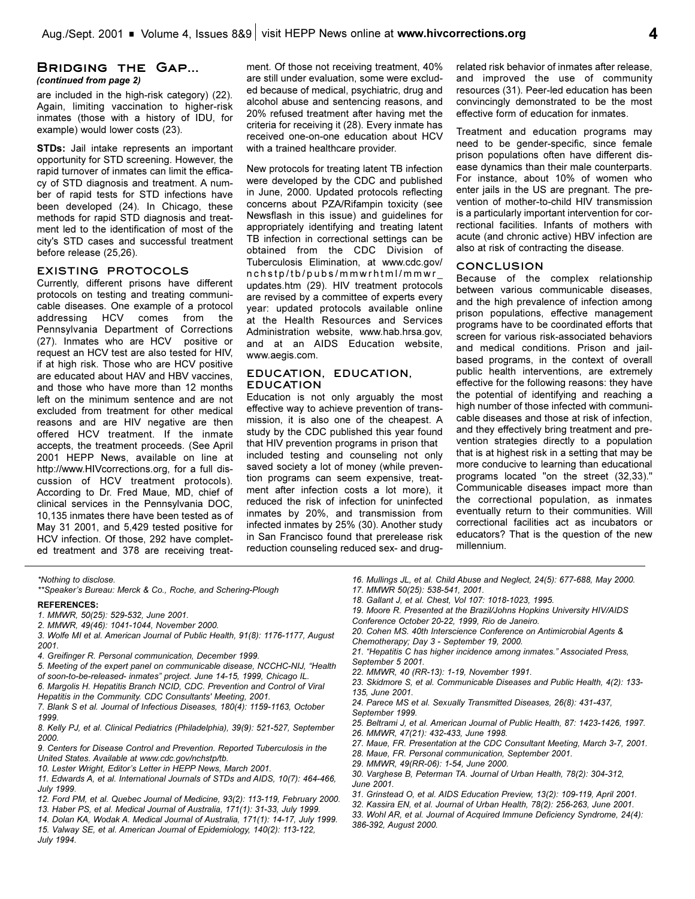## Bridging the Gap...

*(continued from page 2)*

are included in the high-risk category) (22). Again, limiting vaccination to higher-risk inmates (those with a history of IDU, for example) would lower costs (23).

**STDs:** Jail intake represents an important opportunity for STD screening. However, the rapid turnover of inmates can limit the efficacy of STD diagnosis and treatment. A number of rapid tests for STD infections have been developed (24). In Chicago, these methods for rapid STD diagnosis and treatment led to the identification of most of the city's STD cases and successful treatment before release (25,26).

### EXISTING PROTOCOLS

Currently, different prisons have different protocols on testing and treating communicable diseases. One example of a protocol addressing HCV comes from the Pennsylvania Department of Corrections (27). Inmates who are HCV positive or request an HCV test are also tested for HIV, if at high risk. Those who are HCV positive are educated about HAV and HBV vaccines, and those who have more than 12 months left on the minimum sentence and are not excluded from treatment for other medical reasons and are HIV negative are then offered HCV treatment. If the inmate accepts, the treatment proceeds. (See April 2001 HEPP News, available on line at http://www.HIVcorrections.org, for a full discussion of HCV treatment protocols). According to Dr. Fred Maue, MD, chief of clinical services in the Pennsylvania DOC, 10,135 inmates there have been tested as of May 31 2001, and 5,429 tested positive for HCV infection. Of those, 292 have completed treatment and 378 are receiving treatment. Of those not receiving treatment, 40% are still under evaluation, some were excluded because of medical, psychiatric, drug and alcohol abuse and sentencing reasons, and 20% refused treatment after having met the criteria for receiving it (28). Every inmate has received one-on-one education about HCV with a trained healthcare provider.

New protocols for treating latent TB infection were developed by the CDC and published in June, 2000. Updated protocols reflecting concerns about PZA/Rifampin toxicity (see Newsflash in this issue) and guidelines for appropriately identifying and treating latent TB infection in correctional settings can be obtained from the CDC Division of Tuberculosis Elimination, at www.cdc.gov/nchstp/tb/pubs/mmwrhtml/mmwr_updates.htm (29). HIV treatment protocols are revised by a committee of experts every year: updated protocols available online at the Health Resources and Services Administration website, www.hab.hrsa.gov, and at an AIDS Education website, www.aegis.com.

### EDUCATION, EDUCATION, EDUCATION

Education is not only arguably the most effective way to achieve prevention of transmission, it is also one of the cheapest. A study by the CDC published this year found that HIV prevention programs in prison that included testing and counseling not only saved society a lot of money (while prevention programs can seem expensive, treatment after infection costs a lot more), it reduced the risk of infection for uninfected inmates by 20%, and transmission from infected inmates by 25% (30). Another study in San Francisco found that prerelease risk reduction counseling reduced sex- and drug-related risk behavior of inmates after release, and improved the use of community resources (31). Peer-led education has been convincingly demonstrated to be the most effective form of education for inmates.

Treatment and education programs may need to be gender-specific, since female prison populations often have different disease dynamics than their male counterparts. For instance, about 10% of women who enter jails in the US are pregnant. The prevention of mother-to-child HIV transmission is a particularly important intervention for correctional facilities. Infants of mothers with acute (and chronic active) HBV infection are also at risk of contracting the disease.

### CONCLUSION

Because of the complex relationship between various communicable diseases, and the high prevalence of infection among prison populations, effective management programs have to be coordinated efforts that screen for various risk-associated behaviors and medical conditions. Prison and jail-based programs, in the context of overall public health interventions, are extremely effective for the following reasons: they have the potential of identifying and reaching a high number of those infected with communicable diseases and those at risk of infection, and they effectively bring treatment and prevention strategies directly to a population that is at highest risk in a setting that may be more conducive to learning than educational programs located "on the street (32,33)." Communicable diseases impact more than the correctional population, as inmates eventually return to their communities. Will correctional facilities act as incubators or educators? That is the question of the new millennium.

---

*\*Nothing to disclose.*

*\*\*Speaker's Bureau: Merck & Co., Roche, and Schering-Plough*

**REFERENCES:**

*1. MMWR, 50(25): 529-532, June 2001.*
*2. MMWR, 49(46): 1041-1044, November 2000.*
*3. Wolfe MI et al. American Journal of Public Health, 91(8): 1176-1177, August 2001.*
*4. Greifinger R. Personal communication, December 1999.*
*5. Meeting of the expert panel on communicable disease, NCCHC-NIJ, "Health of soon-to-be-released- inmates" project. June 14-15, 1999, Chicago IL.*
*6. Margolis H. Hepatitis Branch NCID, CDC. Prevention and Control of Viral Hepatitis in the Community. CDC Consultants' Meeting, 2001.*
*7. Blank S et al. Journal of Infectious Diseases, 180(4): 1159-1163, October 1999.*
*8. Kelly PJ, et al. Clinical Pediatrics (Philadelphia), 39(9): 521-527, September 2000.*
*9. Centers for Disease Control and Prevention. Reported Tuberculosis in the United States. Available at www.cdc.gov/nchstp/tb.*
*10. Lester Wright, Editor's Letter in HEPP News, March 2001.*
*11. Edwards A, et al. International Journals of STDs and AIDS, 10(7): 464-466, July 1999.*
*12. Ford PM, et al. Quebec Journal of Medicine, 93(2): 113-119, February 2000.*
*13. Haber PS, et al. Medical Journal of Australia, 171(1): 31-33, July 1999.*
*14. Dolan KA, Wodak A. Medical Journal of Australia, 171(1): 14-17, July 1999.*
*15. Valway SE, et al. American Journal of Epidemiology, 140(2): 113-122, July 1994.*
*16. Mullings JL, et al. Child Abuse and Neglect, 24(5): 677-688, May 2000.*
*17. MMWR 50(25): 538-541, 2001.*
*18. Gallant J, et al. Chest, Vol 107: 1018-1023, 1995.*
*19. Moore R. Presented at the Brazil/Johns Hopkins University HIV/AIDS Conference October 20-22, 1999, Rio de Janeiro.*
*20. Cohen MS. 40th Interscience Conference on Antimicrobial Agents & Chemotherapy; Day 3 - September 19, 2000.*
*21. "Hepatitis C has higher incidence among inmates." Associated Press, September 5 2001.*
*22. MMWR, 40 (RR-13): 1-19, November 1991.*
*23. Skidmore S, et al. Communicable Diseases and Public Health, 4(2): 133-135, June 2001.*
*24. Parece MS et al. Sexually Transmitted Diseases, 26(8): 431-437, September 1999.*
*25. Beltrami J, et al. American Journal of Public Health, 87: 1423-1426, 1997.*
*26. MMWR, 47(21): 432-433, June 1998.*
*27. Maue, FR. Presentation at the CDC Consultant Meeting, March 3-7, 2001.*
*28. Maue, FR. Personal communication, September 2001.*
*29. MMWR, 49(RR-06): 1-54, June 2000.*
*30. Varghese B, Peterman TA. Journal of Urban Health, 78(2): 304-312, June 2001.*
*31. Grinstead O, et al. AIDS Education Preview, 13(2): 109-119, April 2001.*
*32. Kassira EN, et al. Journal of Urban Health, 78(2): 256-263, June 2001.*
*33. Wohl AR, et al. Journal of Acquired Immune Deficiency Syndrome, 24(4): 386-392, August 2000.*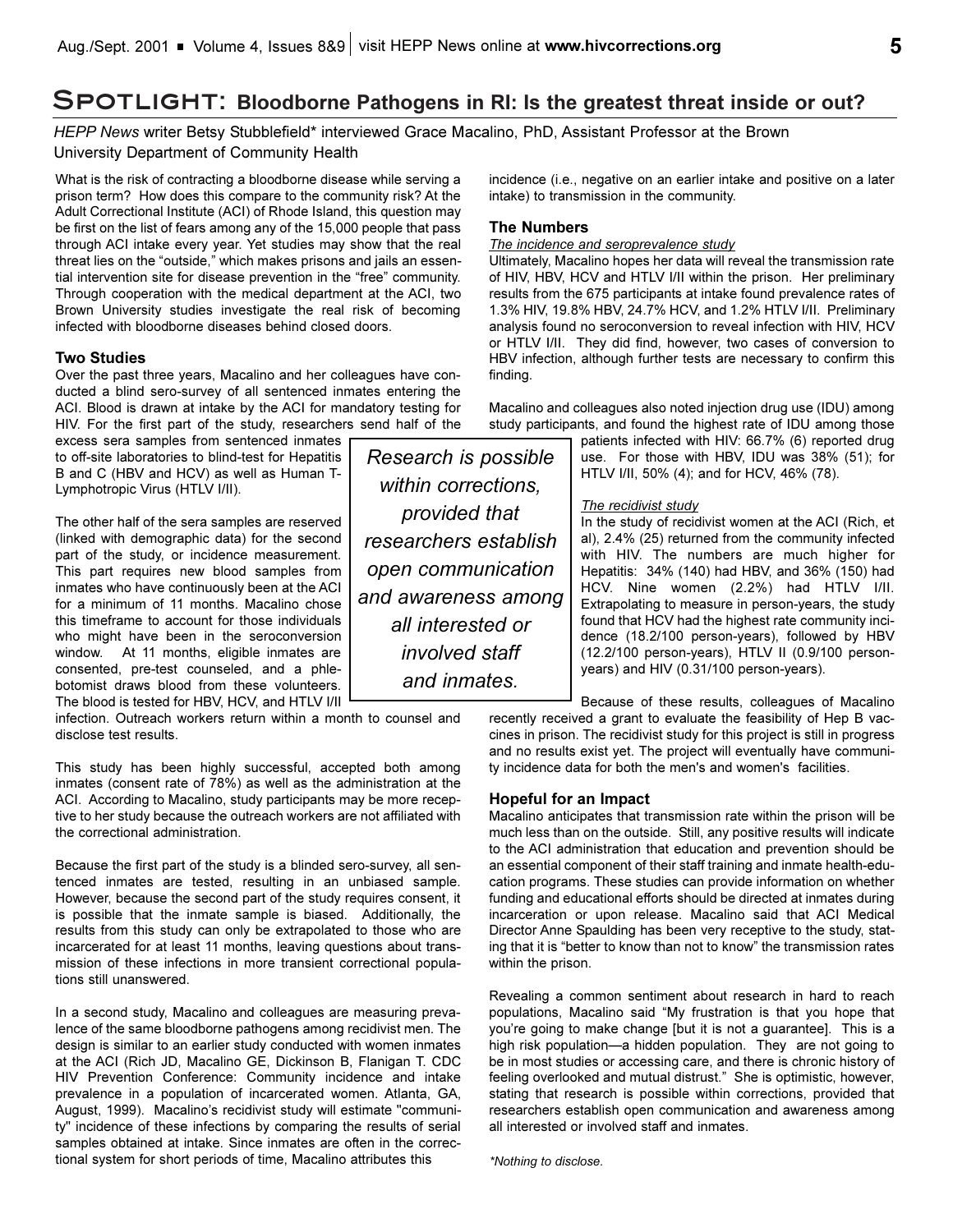# Spotlight: Bloodborne Pathogens in RI: Is the greatest threat inside or out?

*HEPP News* writer Betsy Stubblefield* interviewed Grace Macalino, PhD, Assistant Professor at the Brown University Department of Community Health

What is the risk of contracting a bloodborne disease while serving a prison term? How does this compare to the community risk? At the Adult Correctional Institute (ACI) of Rhode Island, this question may be first on the list of fears among any of the 15,000 people that pass through ACI intake every year. Yet studies may show that the real threat lies on the "outside," which makes prisons and jails an essential intervention site for disease prevention in the "free" community. Through cooperation with the medical department at the ACI, two Brown University studies investigate the real risk of becoming infected with bloodborne diseases behind closed doors.

### Two Studies

Over the past three years, Macalino and her colleagues have conducted a blind sero-survey of all sentenced inmates entering the ACI. Blood is drawn at intake by the ACI for mandatory testing for HIV. For the first part of the study, researchers send half of the excess sera samples from sentenced inmates to off-site laboratories to blind-test for Hepatitis B and C (HBV and HCV) as well as Human T-Lymphotropic Virus (HTLV I/II).

The other half of the sera samples are reserved (linked with demographic data) for the second part of the study, or incidence measurement. This part requires new blood samples from inmates who have continuously been at the ACI for a minimum of 11 months. Macalino chose this timeframe to account for those individuals who might have been in the seroconversion window. At 11 months, eligible inmates are consented, pre-test counseled, and a phlebotomist draws blood from these volunteers. The blood is tested for HBV, HCV, and HTLV I/II infection. Outreach workers return within a month to counsel and disclose test results.

This study has been highly successful, accepted both among inmates (consent rate of 78%) as well as the administration at the ACI. According to Macalino, study participants may be more receptive to her study because the outreach workers are not affiliated with the correctional administration.

Because the first part of the study is a blinded sero-survey, all sentenced inmates are tested, resulting in an unbiased sample. However, because the second part of the study requires consent, it is possible that the inmate sample is biased. Additionally, the results from this study can only be extrapolated to those who are incarcerated for at least 11 months, leaving questions about transmission of these infections in more transient correctional populations still unanswered.

In a second study, Macalino and colleagues are measuring prevalence of the same bloodborne pathogens among recidivist men. The design is similar to an earlier study conducted with women inmates at the ACI (Rich JD, Macalino GE, Dickinson B, Flanigan T. CDC HIV Prevention Conference: Community incidence and intake prevalence in a population of incarcerated women. Atlanta, GA, August, 1999). Macalino's recidivist study will estimate "community" incidence of these infections by comparing the results of serial samples obtained at intake. Since inmates are often in the correctional system for short periods of time, Macalino attributes this incidence (i.e., negative on an earlier intake and positive on a later intake) to transmission in the community.

> *Research is possible within corrections, provided that researchers establish open communication and awareness among all interested or involved staff and inmates.*

### The Numbers

*The incidence and seroprevalence study*

Ultimately, Macalino hopes her data will reveal the transmission rate of HIV, HBV, HCV and HTLV I/II within the prison. Her preliminary results from the 675 participants at intake found prevalence rates of 1.3% HIV, 19.8% HBV, 24.7% HCV, and 1.2% HTLV I/II. Preliminary analysis found no seroconversion to reveal infection with HIV, HCV or HTLV I/II. They did find, however, two cases of conversion to HBV infection, although further tests are necessary to confirm this finding.

Macalino and colleagues also noted injection drug use (IDU) among study participants, and found the highest rate of IDU among those patients infected with HIV: 66.7% (6) reported drug use. For those with HBV, IDU was 38% (51); for HTLV I/II, 50% (4); and for HCV, 46% (78).

*The recidivist study*

In the study of recidivist women at the ACI (Rich, et al), 2.4% (25) returned from the community infected with HIV. The numbers are much higher for Hepatitis: 34% (140) had HBV, and 36% (150) had HCV. Nine women (2.2%) had HTLV I/II. Extrapolating to measure in person-years, the study found that HCV had the highest rate community incidence (18.2/100 person-years), followed by HBV (12.2/100 person-years), HTLV II (0.9/100 person-years) and HIV (0.31/100 person-years).

Because of these results, colleagues of Macalino recently received a grant to evaluate the feasibility of Hep B vaccines in prison. The recidivist study for this project is still in progress and no results exist yet. The project will eventually have community incidence data for both the men's and women's facilities.

### Hopeful for an Impact

Macalino anticipates that transmission rate within the prison will be much less than on the outside. Still, any positive results will indicate to the ACI administration that education and prevention should be an essential component of their staff training and inmate health-education programs. These studies can provide information on whether funding and educational efforts should be directed at inmates during incarceration or upon release. Macalino said that ACI Medical Director Anne Spaulding has been very receptive to the study, stating that it is "better to know than not to know" the transmission rates within the prison.

Revealing a common sentiment about research in hard to reach populations, Macalino said "My frustration is that you hope that you're going to make change [but it is not a guarantee]. This is a high risk population—a hidden population. They are not going to be in most studies or accessing care, and there is chronic history of feeling overlooked and mutual distrust." She is optimistic, however, stating that research is possible within corrections, provided that researchers establish open communication and awareness among all interested or involved staff and inmates.

*Nothing to disclose.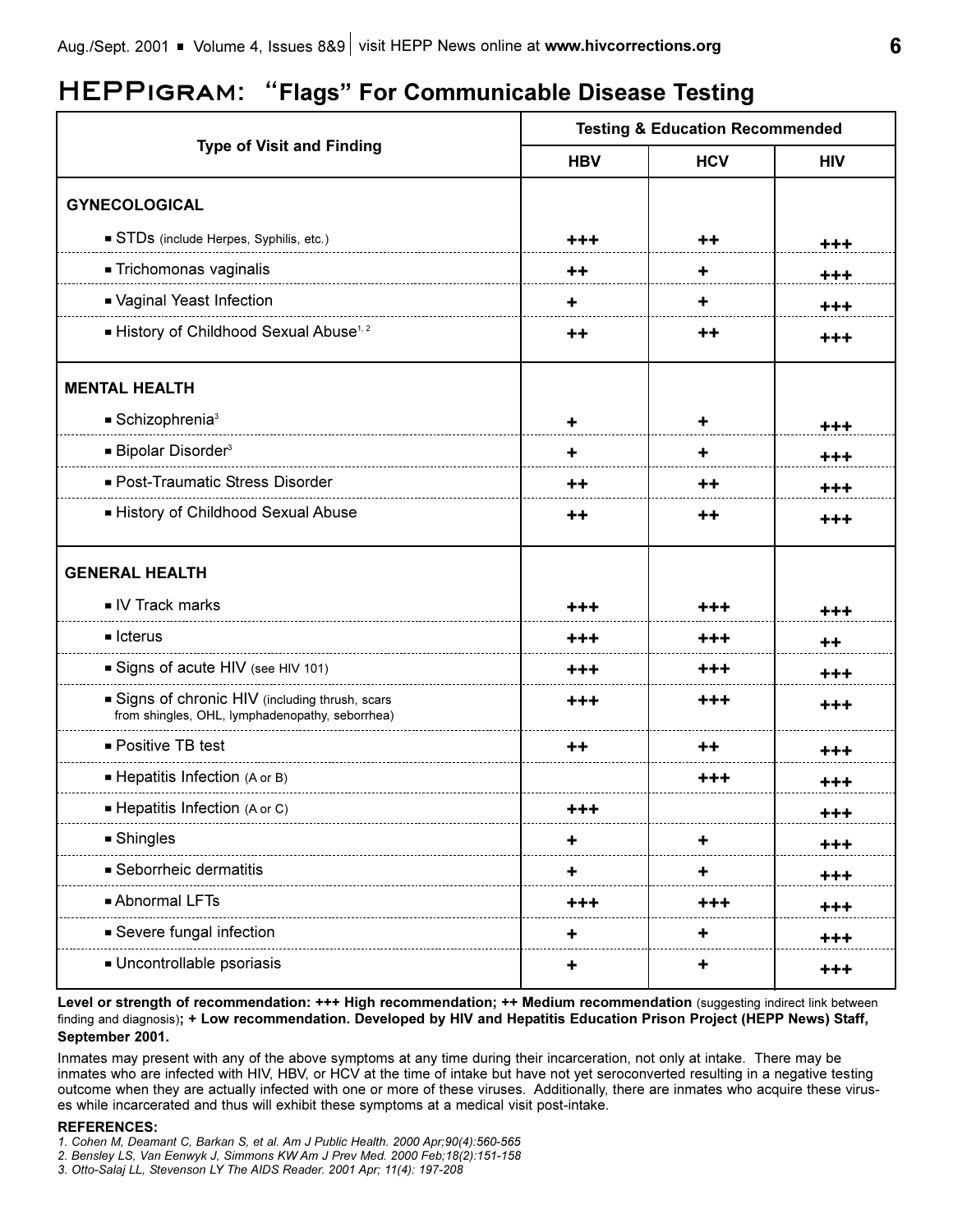## HEPPIGRAM: "Flags" For Communicable Disease Testing

| Type of Visit and Finding | Testing & Education Recommended | | |
|---|---|---|---|
| | HBV | HCV | HIV |
| **GYNECOLOGICAL** | | | |
| ▪ STDs (include Herpes, Syphilis, etc.) | +++ | ++ | +++ |
| ▪ Trichomonas vaginalis | ++ | + | +++ |
| ▪ Vaginal Yeast Infection | + | + | +++ |
| ▪ History of Childhood Sexual Abuse[1, 2] | ++ | ++ | +++ |
| **MENTAL HEALTH** | | | |
| ▪ Schizophrenia[3] | + | + | +++ |
| ▪ Bipolar Disorder[3] | + | + | +++ |
| ▪ Post-Traumatic Stress Disorder | ++ | ++ | +++ |
| ▪ History of Childhood Sexual Abuse | ++ | ++ | +++ |
| **GENERAL HEALTH** | | | |
| ▪ IV Track marks | +++ | +++ | +++ |
| ▪ Icterus | +++ | +++ | ++ |
| ▪ Signs of acute HIV (see HIV 101) | +++ | +++ | +++ |
| ▪ Signs of chronic HIV (including thrush, scars from shingles, OHL, lymphadenopathy, seborrhea) | +++ | +++ | +++ |
| ▪ Positive TB test | ++ | ++ | +++ |
| ▪ Hepatitis Infection (A or B) | | +++ | +++ |
| ▪ Hepatitis Infection (A or C) | +++ | | +++ |
| ▪ Shingles | + | + | +++ |
| ▪ Seborrheic dermatitis | + | + | +++ |
| ▪ Abnormal LFTs | +++ | +++ | +++ |
| ▪ Severe fungal infection | + | + | +++ |
| ▪ Uncontrollable psoriasis | + | + | +++ |

**Level or strength of recommendation: +++ High recommendation; ++ Medium recommendation** (suggesting indirect link between finding and diagnosis)**; + Low recommendation. Developed by HIV and Hepatitis Education Prison Project (HEPP News) Staff, September 2001.**

Inmates may present with any of the above symptoms at any time during their incarceration, not only at intake. There may be inmates who are infected with HIV, HBV, or HCV at the time of intake but have not yet seroconverted resulting in a negative testing outcome when they are actually infected with one or more of these viruses. Additionally, there are inmates who acquire these viruses while incarcerated and thus will exhibit these symptoms at a medical visit post-intake.

**REFERENCES:**

1. *Cohen M, Deamant C, Barkan S, et al. Am J Public Health. 2000 Apr;90(4):560-565*
2. *Bensley LS, Van Eenwyk J, Simmons KW Am J Prev Med. 2000 Feb;18(2):151-158*
3. *Otto-Salaj LL, Stevenson LY The AIDS Reader. 2001 Apr; 11(4): 197-208*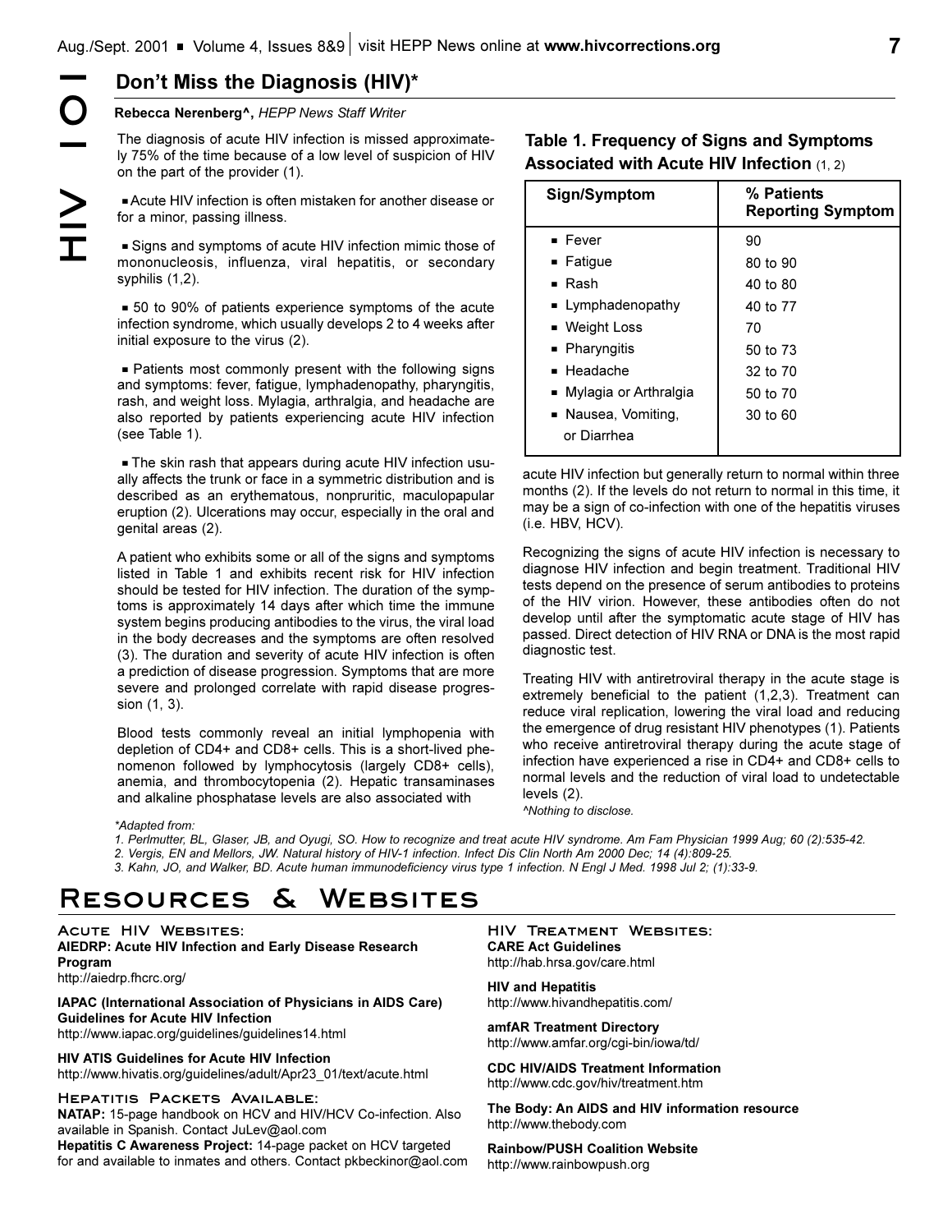# HIV 101

## Don't Miss the Diagnosis (HIV)*

**Rebecca Nerenberg^,** *HEPP News Staff Writer*

The diagnosis of acute HIV infection is missed approximately 75% of the time because of a low level of suspicion of HIV on the part of the provider (1).

- Acute HIV infection is often mistaken for another disease or for a minor, passing illness.
- Signs and symptoms of acute HIV infection mimic those of mononucleosis, influenza, viral hepatitis, or secondary syphilis (1,2).
- 50 to 90% of patients experience symptoms of the acute infection syndrome, which usually develops 2 to 4 weeks after initial exposure to the virus (2).
- Patients most commonly present with the following signs and symptoms: fever, fatigue, lymphadenopathy, pharyngitis, rash, and weight loss. Mylagia, arthralgia, and headache are also reported by patients experiencing acute HIV infection (see Table 1).
- The skin rash that appears during acute HIV infection usually affects the trunk or face in a symmetric distribution and is described as an erythematous, nonpruritic, maculopapular eruption (2). Ulcerations may occur, especially in the oral and genital areas (2).

A patient who exhibits some or all of the signs and symptoms listed in Table 1 and exhibits recent risk for HIV infection should be tested for HIV infection. The duration of the symptoms is approximately 14 days after which time the immune system begins producing antibodies to the virus, the viral load in the body decreases and the symptoms are often resolved (3). The duration and severity of acute HIV infection is often a prediction of disease progression. Symptoms that are more severe and prolonged correlate with rapid disease progression (1, 3).

Blood tests commonly reveal an initial lymphopenia with depletion of CD4+ and CD8+ cells. This is a short-lived phenomenon followed by lymphocytosis (largely CD8+ cells), anemia, and thrombocytopenia (2). Hepatic transaminases and alkaline phosphatase levels are also associated with acute HIV infection but generally return to normal within three months (2). If the levels do not return to normal in this time, it may be a sign of co-infection with one of the hepatitis viruses (i.e. HBV, HCV).

**Table 1. Frequency of Signs and Symptoms Associated with Acute HIV Infection** (1, 2)

| Sign/Symptom | % Patients Reporting Symptom |
|---|---|
| Fever | 90 |
| Fatigue | 80 to 90 |
| Rash | 40 to 80 |
| Lymphadenopathy | 40 to 77 |
| Weight Loss | 70 |
| Pharyngitis | 50 to 73 |
| Headache | 32 to 70 |
| Mylagia or Arthralgia | 50 to 70 |
| Nausea, Vomiting, or Diarrhea | 30 to 60 |

Recognizing the signs of acute HIV infection is necessary to diagnose HIV infection and begin treatment. Traditional HIV tests depend on the presence of serum antibodies to proteins of the HIV virion. However, these antibodies often do not develop until after the symptomatic acute stage of HIV has passed. Direct detection of HIV RNA or DNA is the most rapid diagnostic test.

Treating HIV with antiretroviral therapy in the acute stage is extremely beneficial to the patient (1,2,3). Treatment can reduce viral replication, lowering the viral load and reducing the emergence of drug resistant HIV phenotypes (1). Patients who receive antiretroviral therapy during the acute stage of infection have experienced a rise in CD4+ and CD8+ cells to normal levels and the reduction of viral load to undetectable levels (2).

*^Nothing to disclose.*

*\*Adapted from:*

*1. Perlmutter, BL, Glaser, JB, and Oyugi, SO. How to recognize and treat acute HIV syndrome. Am Fam Physician 1999 Aug; 60 (2):535-42.*

*2. Vergis, EN and Mellors, JW. Natural history of HIV-1 infection. Infect Dis Clin North Am 2000 Dec; 14 (4):809-25.*

*3. Kahn, JO, and Walker, BD. Acute human immunodeficiency virus type 1 infection. N Engl J Med. 1998 Jul 2; (1):33-9.*

# Resources & Websites

### Acute HIV Websites:

**AIEDRP: Acute HIV Infection and Early Disease Research Program**
http://aiedrp.fhcrc.org/

**IAPAC (International Association of Physicians in AIDS Care) Guidelines for Acute HIV Infection**
http://www.iapac.org/guidelines/guidelines14.html

**HIV ATIS Guidelines for Acute HIV Infection**
http://www.hivatis.org/guidelines/adult/Apr23_01/text/acute.html

### Hepatitis Packets Available:

**NATAP:** 15-page handbook on HCV and HIV/HCV Co-infection. Also available in Spanish. Contact JuLev@aol.com

**Hepatitis C Awareness Project:** 14-page packet on HCV targeted for and available to inmates and others. Contact pkbeckinor@aol.com

### HIV Treatment Websites:

**CARE Act Guidelines**
http://hab.hrsa.gov/care.html

**HIV and Hepatitis**
http://www.hivandhepatitis.com/

**amfAR Treatment Directory**
http://www.amfar.org/cgi-bin/iowa/td/

**CDC HIV/AIDS Treatment Information**
http://www.cdc.gov/hiv/treatment.htm

**The Body: An AIDS and HIV information resource**
http://www.thebody.com

**Rainbow/PUSH Coalition Website**
http://www.rainbowpush.org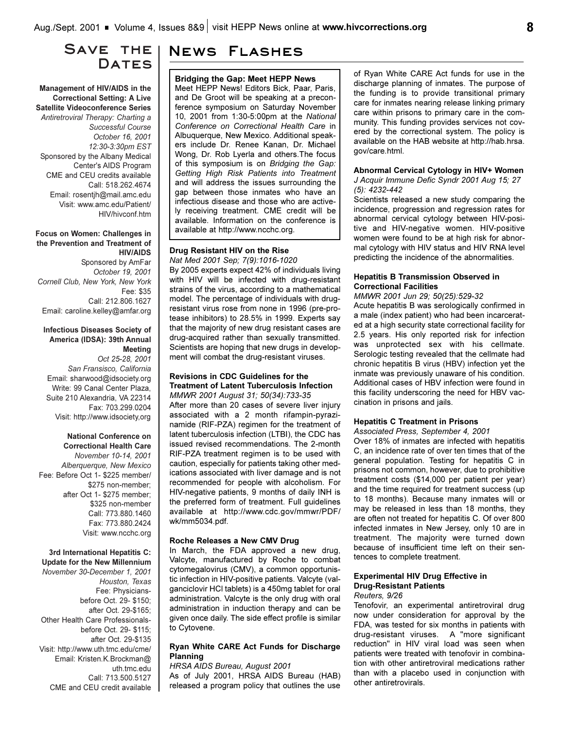## Save the Dates

**Management of HIV/AIDS in the Correctional Setting: A Live Satellite Videoconference Series**
*Antiretroviral Therapy: Charting a Successful Course*
*October 16, 2001*
*12:30-3:30pm EST*
Sponsored by the Albany Medical Center's AIDS Program
CME and CEU credits available
Call: 518.262.4674
Email: rosentjh@mail.amc.edu
Visit: www.amc.edu/Patient/HIV/hivconf.htm

**Focus on Women: Challenges in the Prevention and Treatment of HIV/AIDS**
Sponsored by AmFar
*October 19, 2001*
*Cornell Club, New York, New York*
Fee: $35
Call: 212.806.1627
Email: caroline.kelley@amfar.org

**Infectious Diseases Society of America (IDSA): 39th Annual Meeting**
*Oct 25-28, 2001*
*San Fransisco, California*
Email: sharwood@idsociety.org
Write: 99 Canal Center Plaza, Suite 210 Alexandria, VA 22314
Fax: 703.299.0204
Visit: http://www.idsociety,org

**National Conference on Correctional Health Care**
*November 10-14, 2001*
*Alberquerque, New Mexico*
Fee: Before Oct 1- $225 member/ $275 non-member;
after Oct 1- $275 member; $325 non-member
Call: 773.880.1460
Fax: 773.880.2424
Visit: www.ncchc.org

**3rd International Hepatitis C: Update for the New Millennium**
*November 30-December 1, 2001*
*Houston, Texas*
Fee: Physicians- before Oct. 29- $150; after Oct. 29-$165;
Other Health Care Professionals- before Oct. 29- $115; after Oct. 29-$135
Visit: http://www.uth.tmc.edu/cme/
Email: Kristen.K.Brockman@uth.tmc.edu
Call: 713.500.5127
CME and CEU credit available

## News Flashes

**Bridging the Gap: Meet HEPP News**

Meet HEPP News! Editors Bick, Paar, Paris, and De Groot will be speaking at a preconference symposium on Saturday November 10, 2001 from 1:30-5:00pm at the *National Conference on Correctional Health Care* in Albuquerque, New Mexico. Additional speakers include Dr. Renee Kanan, Dr. Michael Wong, Dr. Rob Lyerla and others.The focus of this symposium is on *Bridging the Gap: Getting High Risk Patients into Treatment* and will address the issues surrounding the gap between those inmates who have an infectious disease and those who are actively receiving treatment. CME credit will be available. Information on the conference is available at http://www.ncchc.org.

**Drug Resistant HIV on the Rise**
*Nat Med 2001 Sep; 7(9):1016-1020*

By 2005 experts expect 42% of individuals living with HIV will be infected with drug-resistant strains of the virus, according to a mathematical model. The percentage of individuals with drug-resistant virus rose from none in 1996 (pre-protease inhibitors) to 28.5% in 1999. Experts say that the majority of new drug resistant cases are drug-acquired rather than sexually transmitted. Scientists are hoping that new drugs in development will combat the drug-resistant viruses.

**Revisions in CDC Guidelines for the Treatment of Latent Tuberculosis Infection**
*MMWR 2001 August 31; 50(34):733-35*

After more than 20 cases of severe liver injury associated with a 2 month rifampin-pyrazinamide (RIF-PZA) regimen for the treatment of latent tuberculosis infection (LTBI), the CDC has issued revised recommendations. The 2-month RIF-PZA treatment regimen is to be used with caution, especially for patients taking other medications associated with liver damage and is not recommended for people with alcoholism. For HIV-negative patients, 9 months of daily INH is the preferred form of treatment. Full guidelines available at http://www.cdc.gov/mmwr/PDF/wk/mm5034.pdf.

**Roche Releases a New CMV Drug**

In March, the FDA approved a new drug, Valcyte, manufactured by Roche to combat cytomegalovirus (CMV), a common opportunistic infection in HIV-positive patients. Valcyte (valganciclovir HCl tablets) is a 450mg tablet for oral administration. Valcyte is the only drug with oral administration in induction therapy and can be given once daily. The side effect profile is similar to Cytovene.

**Ryan White CARE Act Funds for Discharge Planning**
*HRSA AIDS Bureau, August 2001*

As of July 2001, HRSA AIDS Bureau (HAB) released a program policy that outlines the use of Ryan White CARE Act funds for use in the discharge planning of inmates. The purpose of the funding is to provide transitional primary care for inmates nearing release linking primary care within prisons to primary care in the community. This funding provides services not covered by the correctional system. The policy is available on the HAB website at http://hab.hrsa.gov/care.html.

**Abnormal Cervical Cytology in HIV+ Women**
*J Acquir Immune Defic Syndr 2001 Aug 15; 27 (5): 4232-442*

Scientists released a new study comparing the incidence, progression and regression rates for abnormal cervical cytology between HIV-positive and HIV-negative women. HIV-positive women were found to be at high risk for abnormal cytology with HIV status and HIV RNA level predicting the incidence of the abnormalities.

**Hepatitis B Transmission Observed in Correctional Facilities**
*MMWR 2001 Jun 29; 50(25):529-32*

Acute hepatitis B was serologically confirmed in a male (index patient) who had been incarcerated at a high security state correctional facility for 2.5 years. His only reported risk for infection was unprotected sex with his cellmate. Serologic testing revealed that the cellmate had chronic hepatitis B virus (HBV) infection yet the inmate was previously unaware of his condition. Additional cases of HBV infection were found in this facility underscoring the need for HBV vaccination in prisons and jails.

**Hepatitis C Treatment in Prisons**
*Associated Press, September 4, 2001*

Over 18% of inmates are infected with hepatitis C, an incidence rate of over ten times that of the general population. Testing for hepatitis C in prisons not common, however, due to prohibitive treatment costs ($14,000 per patient per year) and the time required for treatment success (up to 18 months). Because many inmates will or may be released in less than 18 months, they are often not treated for hepatitis C. Of over 800 infected inmates in New Jersey, only 10 are in treatment. The majority were turned down because of insufficient time left on their sentences to complete treatment.

**Experimental HIV Drug Effective in Drug-Resistant Patients**
*Reuters, 9/26*

Tenofovir, an experimental antiretroviral drug now under consideration for approval by the FDA, was tested for six months in patients with drug-resistant viruses. A "more significant reduction" in HIV viral load was seen when patients were treated with tenofovir in combination with other antiretroviral medications rather than with a placebo used in conjunction with other antiretrovirals.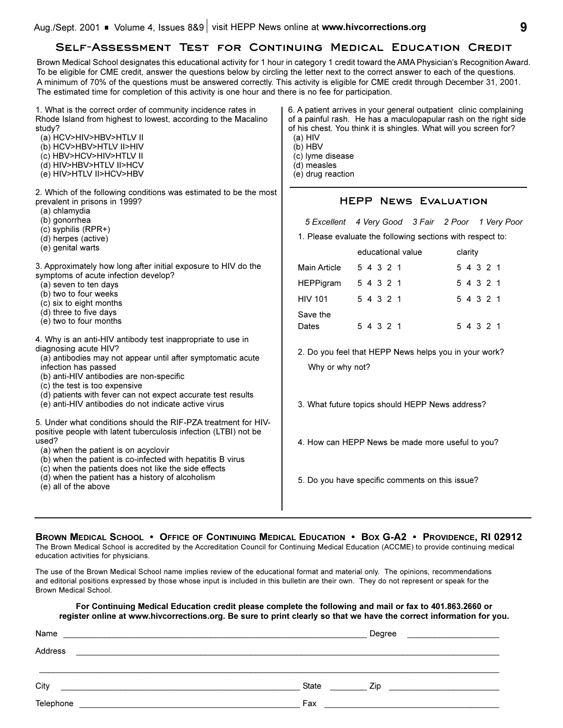## Self-Assessment Test for Continuing Medical Education Credit

Brown Medical School designates this educational activity for 1 hour in category 1 credit toward the AMA Physician's Recognition Award. To be eligible for CME credit, answer the questions below by circling the letter next to the correct answer to each of the questions. A minimum of 70% of the questions must be answered correctly. This activity is eligible for CME credit through December 31, 2001. The estimated time for completion of this activity is one hour and there is no fee for participation.

1. What is the correct order of community incidence rates in Rhode Island from highest to lowest, according to the Macalino study?
   (a) HCV>HIV>HBV>HTLV II
   (b) HCV>HBV>HTLV II>HIV
   (c) HBV>HCV>HIV>HTLV II
   (d) HIV>HBV>HTLV II>HCV
   (e) HIV>HTLV II>HCV>HBV

2. Which of the following conditions was estimated to be the most prevalent in prisons in 1999?
   (a) chlamydia
   (b) gonorrhea
   (c) syphilis (RPR+)
   (d) herpes (active)
   (e) genital warts

3. Approximately how long after initial exposure to HIV do the symptoms of acute infection develop?
   (a) seven to ten days
   (b) two to four weeks
   (c) six to eight months
   (d) three to five days
   (e) two to four months

4. Why is an anti-HIV antibody test inappropriate to use in diagnosing acute HIV?
   (a) antibodies may not appear until after symptomatic acute infection has passed
   (b) anti-HIV antibodies are non-specific
   (c) the test is too expensive
   (d) patients with fever can not expect accurate test results
   (e) anti-HIV antibodies do not indicate active virus

5. Under what conditions should the RIF-PZA treatment for HIV-positive people with latent tuberculosis infection (LTBI) not be used?
   (a) when the patient is on acyclovir
   (b) when the patient is co-infected with hepatitis B virus
   (c) when the patients does not like the side effects
   (d) when the patient has a history of alcoholism
   (e) all of the above

6. A patient arrives in your general outpatient clinic complaining of a painful rash. He has a maculopapular rash on the right side of his chest. You think it is shingles. What will you screen for?
   (a) HIV
   (b) HBV
   (c) lyme disease
   (d) measles
   (e) drug reaction

## HEPP News Evaluation

*5 Excellent 4 Very Good 3 Fair 2 Poor 1 Very Poor*

1. Please evaluate the following sections with respect to:

| | educational value | clarity |
|---|---|---|
| Main Article | 5 4 3 2 1 | 5 4 3 2 1 |
| HEPPigram | 5 4 3 2 1 | 5 4 3 2 1 |
| HIV 101 | 5 4 3 2 1 | 5 4 3 2 1 |
| Save the Dates | 5 4 3 2 1 | 5 4 3 2 1 |

2. Do you feel that HEPP News helps you in your work? Why or why not?

3. What future topics should HEPP News address?

4. How can HEPP News be made more useful to you?

5. Do you have specific comments on this issue?

---

**Brown Medical School • Office of Continuing Medical Education • Box G-A2 • Providence, RI 02912**

The Brown Medical School is accredited by the Accreditation Council for Continuing Medical Education (ACCME) to provide continuing medical education activities for physicians.

The use of the Brown Medical School name implies review of the educational format and material only. The opinions, recommendations and editorial positions expressed by those whose input is included in this bulletin are their own. They do not represent or speak for the Brown Medical School.

**For Continuing Medical Education credit please complete the following and mail or fax to 401.863.2660 or register online at www.hivcorrections.org. Be sure to print clearly so that we have the correct information for you.**

Name ______________________________ Degree ______________

Address ____________________________________________

____________________________________________

City ______________________ State ________ Zip ______________

Telephone ______________________ Fax ______________________